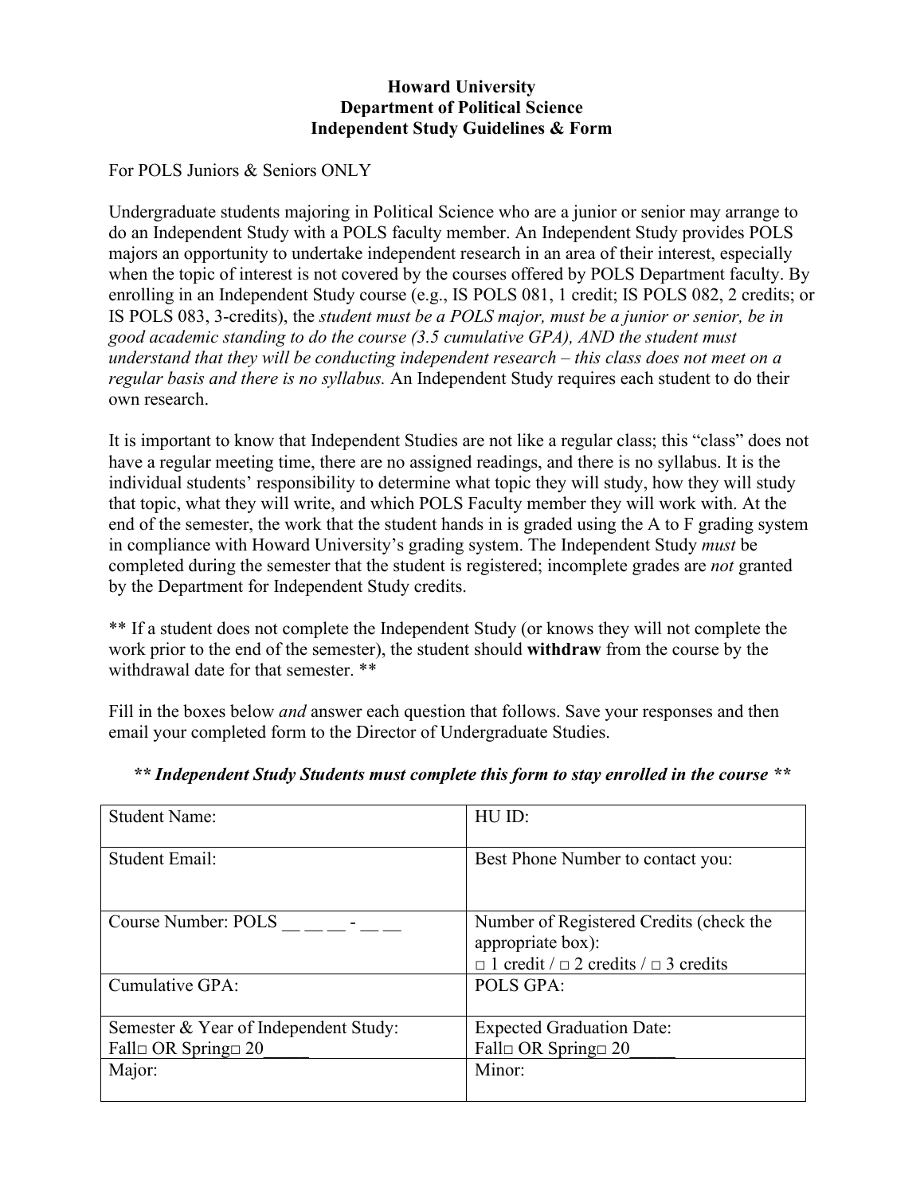**Howard University**
**Department of Political Science**
**Independent Study Guidelines & Form**

For POLS Juniors & Seniors ONLY

Undergraduate students majoring in Political Science who are a junior or senior may arrange to do an Independent Study with a POLS faculty member. An Independent Study provides POLS majors an opportunity to undertake independent research in an area of their interest, especially when the topic of interest is not covered by the courses offered by POLS Department faculty. By enrolling in an Independent Study course (e.g., IS POLS 081, 1 credit; IS POLS 082, 2 credits; or IS POLS 083, 3-credits), the *student must be a POLS major, must be a junior or senior, be in good academic standing to do the course (3.5 cumulative GPA), AND the student must understand that they will be conducting independent research – this class does not meet on a regular basis and there is no syllabus.* An Independent Study requires each student to do their own research.

It is important to know that Independent Studies are not like a regular class; this "class" does not have a regular meeting time, there are no assigned readings, and there is no syllabus. It is the individual students' responsibility to determine what topic they will study, how they will study that topic, what they will write, and which POLS Faculty member they will work with. At the end of the semester, the work that the student hands in is graded using the A to F grading system in compliance with Howard University's grading system. The Independent Study *must* be completed during the semester that the student is registered; incomplete grades are *not* granted by the Department for Independent Study credits.

** If a student does not complete the Independent Study (or knows they will not complete the work prior to the end of the semester), the student should **withdraw** from the course by the withdrawal date for that semester. **

Fill in the boxes below *and* answer each question that follows. Save your responses and then email your completed form to the Director of Undergraduate Studies.

***** Independent Study Students must complete this form to stay enrolled in the course *****

| | |
|---|---|
| Student Name: | HU ID: |
| Student Email: | Best Phone Number to contact you: |
| Course Number: POLS __ __ __ - __ __ | Number of Registered Credits (check the appropriate box): □ 1 credit / □ 2 credits / □ 3 credits |
| Cumulative GPA: | POLS GPA: |
| Semester & Year of Independent Study: Fall□ OR Spring□ 20_____ | Expected Graduation Date: Fall□ OR Spring□ 20_____ |
| Major: | Minor: |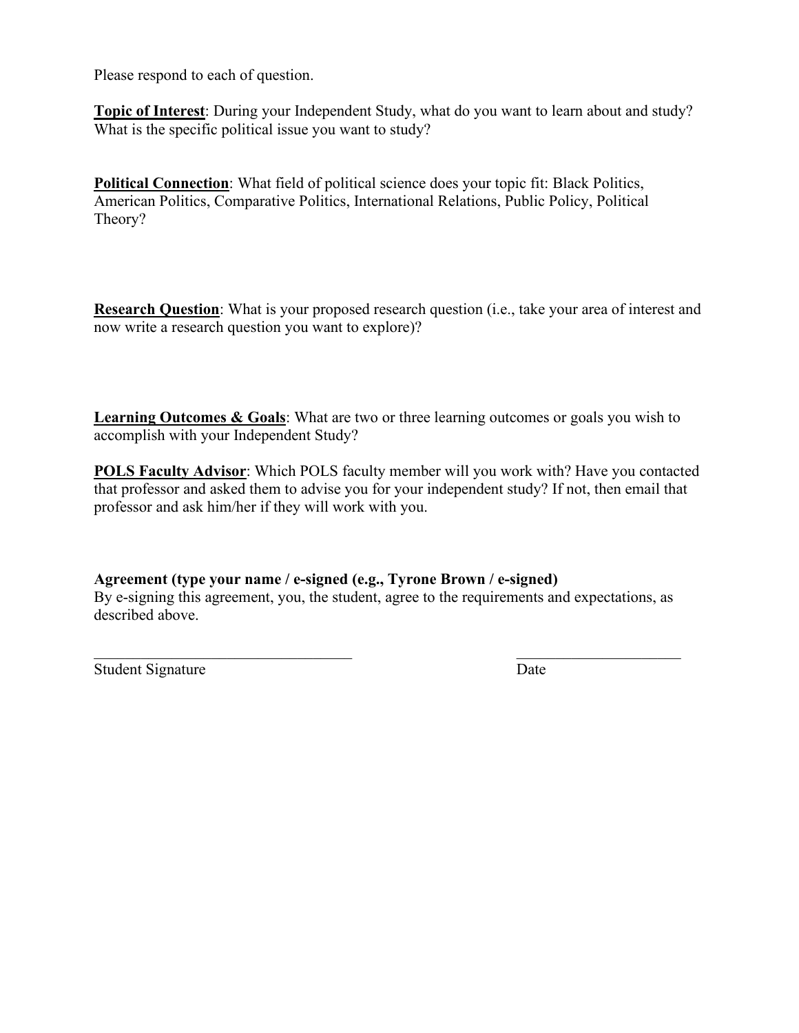Please respond to each of question.

**Topic of Interest**: During your Independent Study, what do you want to learn about and study? What is the specific political issue you want to study?

**Political Connection**: What field of political science does your topic fit: Black Politics, American Politics, Comparative Politics, International Relations, Public Policy, Political Theory?

**Research Question**: What is your proposed research question (i.e., take your area of interest and now write a research question you want to explore)?

**Learning Outcomes & Goals**: What are two or three learning outcomes or goals you wish to accomplish with your Independent Study?

**POLS Faculty Advisor**: Which POLS faculty member will you work with? Have you contacted that professor and asked them to advise you for your independent study? If not, then email that professor and ask him/her if they will work with you.

**Agreement (type your name / e-signed (e.g., Tyrone Brown / e-signed)**
By e-signing this agreement, you, the student, agree to the requirements and expectations, as described above.

___________________________________ ______________________
Student Signature Date